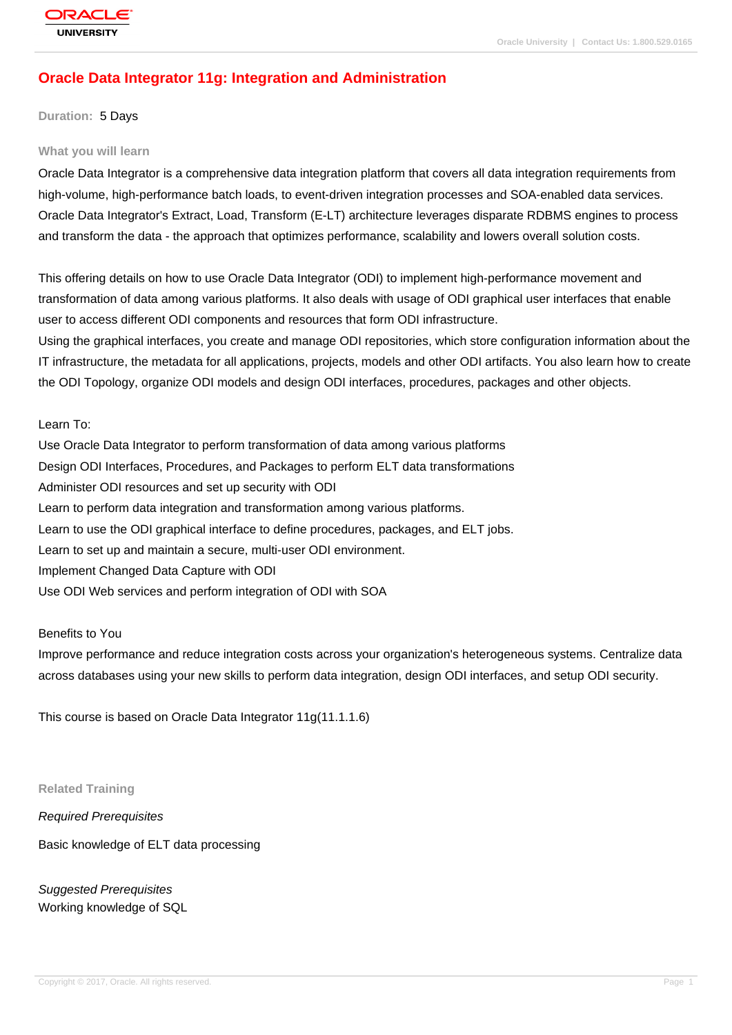# Oracle Data Integrator 11g: Integration and Administration

**Duration:** 5 Days

## What you will learn

Oracle Data Integrator is a comprehensive data integration platform that covers all data integration requirements from high-volume, high-performance batch loads, to event-driven integration processes and SOA-enabled data services. Oracle Data Integrator's Extract, Load, Transform (E-LT) architecture leverages disparate RDBMS engines to process and transform the data - the approach that optimizes performance, scalability and lowers overall solution costs.

This offering details on how to use Oracle Data Integrator (ODI) to implement high-performance movement and transformation of data among various platforms. It also deals with usage of ODI graphical user interfaces that enable user to access different ODI components and resources that form ODI infrastructure.
Using the graphical interfaces, you create and manage ODI repositories, which store configuration information about the IT infrastructure, the metadata for all applications, projects, models and other ODI artifacts. You also learn how to create the ODI Topology, organize ODI models and design ODI interfaces, procedures, packages and other objects.

Learn To:
Use Oracle Data Integrator to perform transformation of data among various platforms
Design ODI Interfaces, Procedures, and Packages to perform ELT data transformations
Administer ODI resources and set up security with ODI
Learn to perform data integration and transformation among various platforms.
Learn to use the ODI graphical interface to define procedures, packages, and ELT jobs.
Learn to set up and maintain a secure, multi-user ODI environment.
Implement Changed Data Capture with ODI
Use ODI Web services and perform integration of ODI with SOA

Benefits to You
Improve performance and reduce integration costs across your organization's heterogeneous systems. Centralize data across databases using your new skills to perform data integration, design ODI interfaces, and setup ODI security.

This course is based on Oracle Data Integrator 11g(11.1.1.6)

## Related Training

*Required Prerequisites*

Basic knowledge of ELT data processing

*Suggested Prerequisites*
Working knowledge of SQL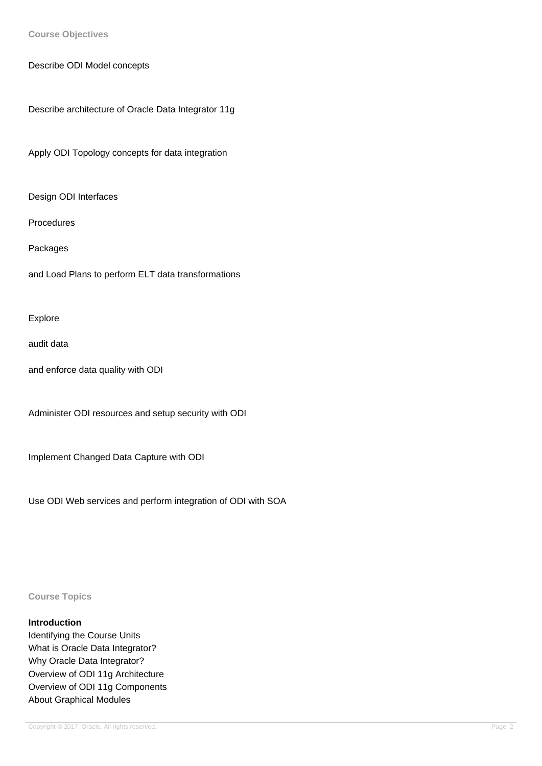**Course Objectives**

Describe ODI Model concepts

Describe architecture of Oracle Data Integrator 11g

Apply ODI Topology concepts for data integration

Design ODI Interfaces

Procedures

Packages

and Load Plans to perform ELT data transformations

Explore

audit data

and enforce data quality with ODI

Administer ODI resources and setup security with ODI

Implement Changed Data Capture with ODI

Use ODI Web services and perform integration of ODI with SOA

**Course Topics**

**Introduction**

Identifying the Course Units
What is Oracle Data Integrator?
Why Oracle Data Integrator?
Overview of ODI 11g Architecture
Overview of ODI 11g Components
About Graphical Modules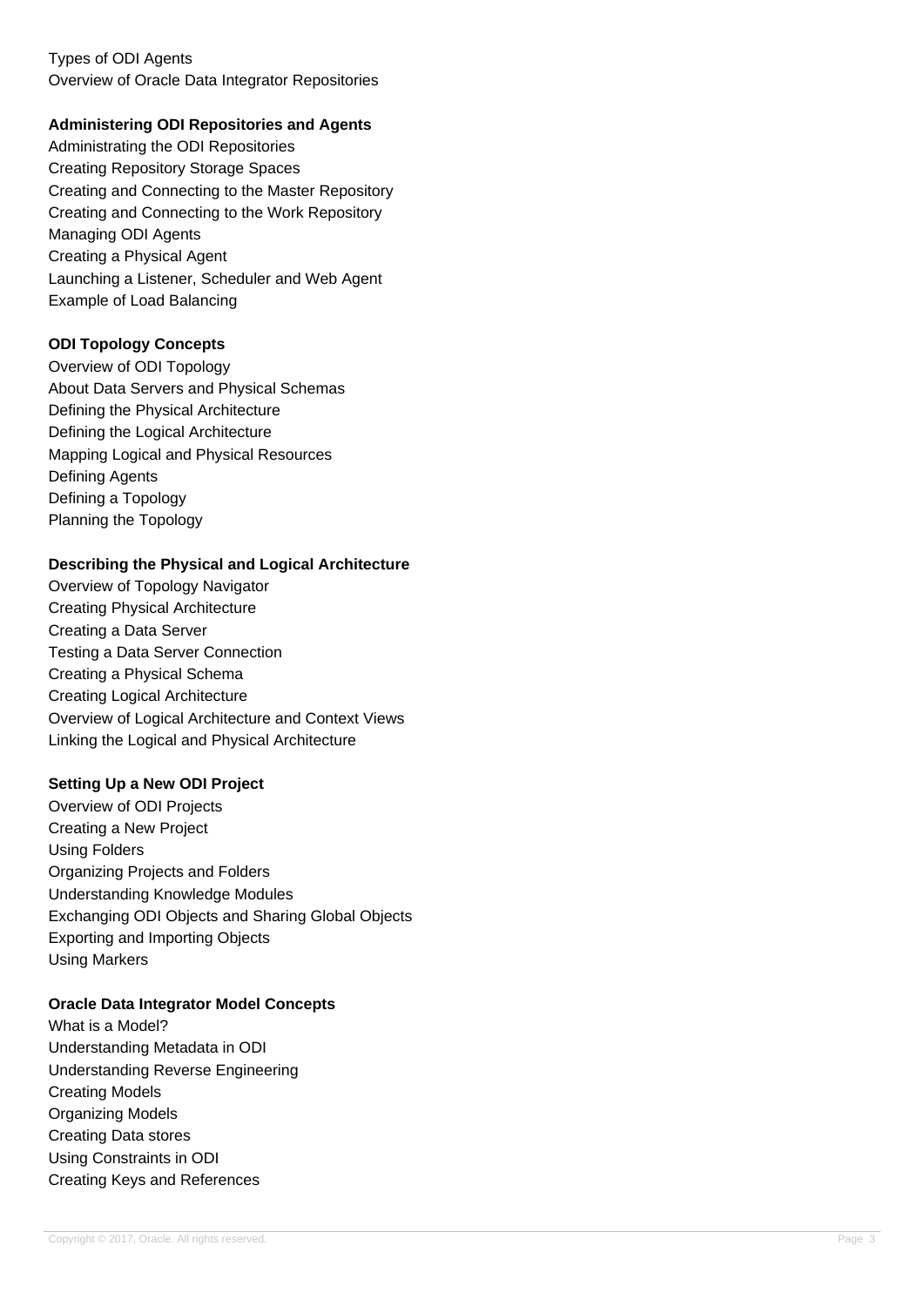Types of ODI Agents
Overview of Oracle Data Integrator Repositories

**Administering ODI Repositories and Agents**
Administrating the ODI Repositories
Creating Repository Storage Spaces
Creating and Connecting to the Master Repository
Creating and Connecting to the Work Repository
Managing ODI Agents
Creating a Physical Agent
Launching a Listener, Scheduler and Web Agent
Example of Load Balancing

**ODI Topology Concepts**
Overview of ODI Topology
About Data Servers and Physical Schemas
Defining the Physical Architecture
Defining the Logical Architecture
Mapping Logical and Physical Resources
Defining Agents
Defining a Topology
Planning the Topology

**Describing the Physical and Logical Architecture**
Overview of Topology Navigator
Creating Physical Architecture
Creating a Data Server
Testing a Data Server Connection
Creating a Physical Schema
Creating Logical Architecture
Overview of Logical Architecture and Context Views
Linking the Logical and Physical Architecture

**Setting Up a New ODI Project**
Overview of ODI Projects
Creating a New Project
Using Folders
Organizing Projects and Folders
Understanding Knowledge Modules
Exchanging ODI Objects and Sharing Global Objects
Exporting and Importing Objects
Using Markers

**Oracle Data Integrator Model Concepts**
What is a Model?
Understanding Metadata in ODI
Understanding Reverse Engineering
Creating Models
Organizing Models
Creating Data stores
Using Constraints in ODI
Creating Keys and References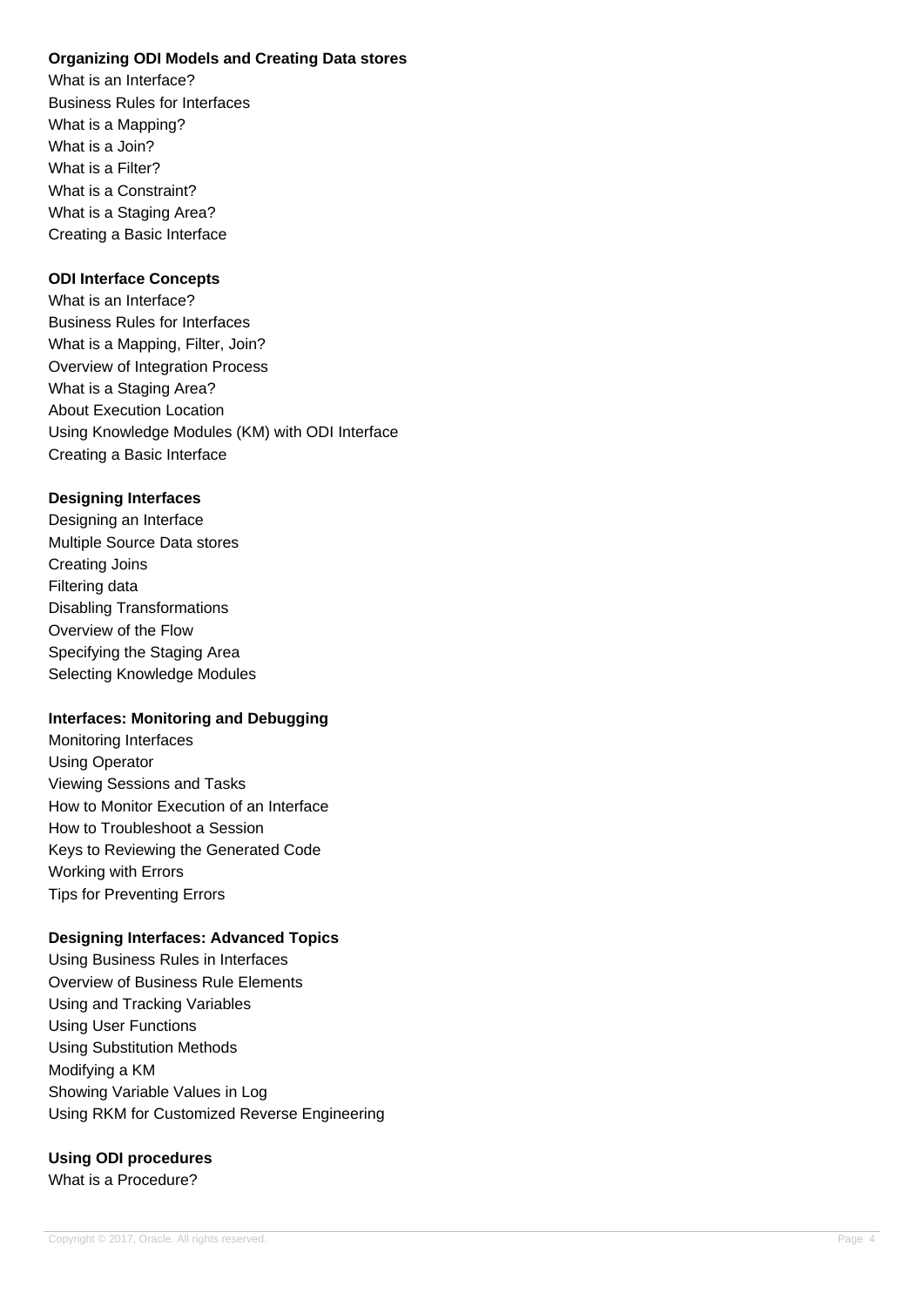**Organizing ODI Models and Creating Data stores**

What is an Interface?
Business Rules for Interfaces
What is a Mapping?
What is a Join?
What is a Filter?
What is a Constraint?
What is a Staging Area?
Creating a Basic Interface

**ODI Interface Concepts**

What is an Interface?
Business Rules for Interfaces
What is a Mapping, Filter, Join?
Overview of Integration Process
What is a Staging Area?
About Execution Location
Using Knowledge Modules (KM) with ODI Interface
Creating a Basic Interface

**Designing Interfaces**

Designing an Interface
Multiple Source Data stores
Creating Joins
Filtering data
Disabling Transformations
Overview of the Flow
Specifying the Staging Area
Selecting Knowledge Modules

**Interfaces: Monitoring and Debugging**

Monitoring Interfaces
Using Operator
Viewing Sessions and Tasks
How to Monitor Execution of an Interface
How to Troubleshoot a Session
Keys to Reviewing the Generated Code
Working with Errors
Tips for Preventing Errors

**Designing Interfaces: Advanced Topics**

Using Business Rules in Interfaces
Overview of Business Rule Elements
Using and Tracking Variables
Using User Functions
Using Substitution Methods
Modifying a KM
Showing Variable Values in Log
Using RKM for Customized Reverse Engineering

**Using ODI procedures**

What is a Procedure?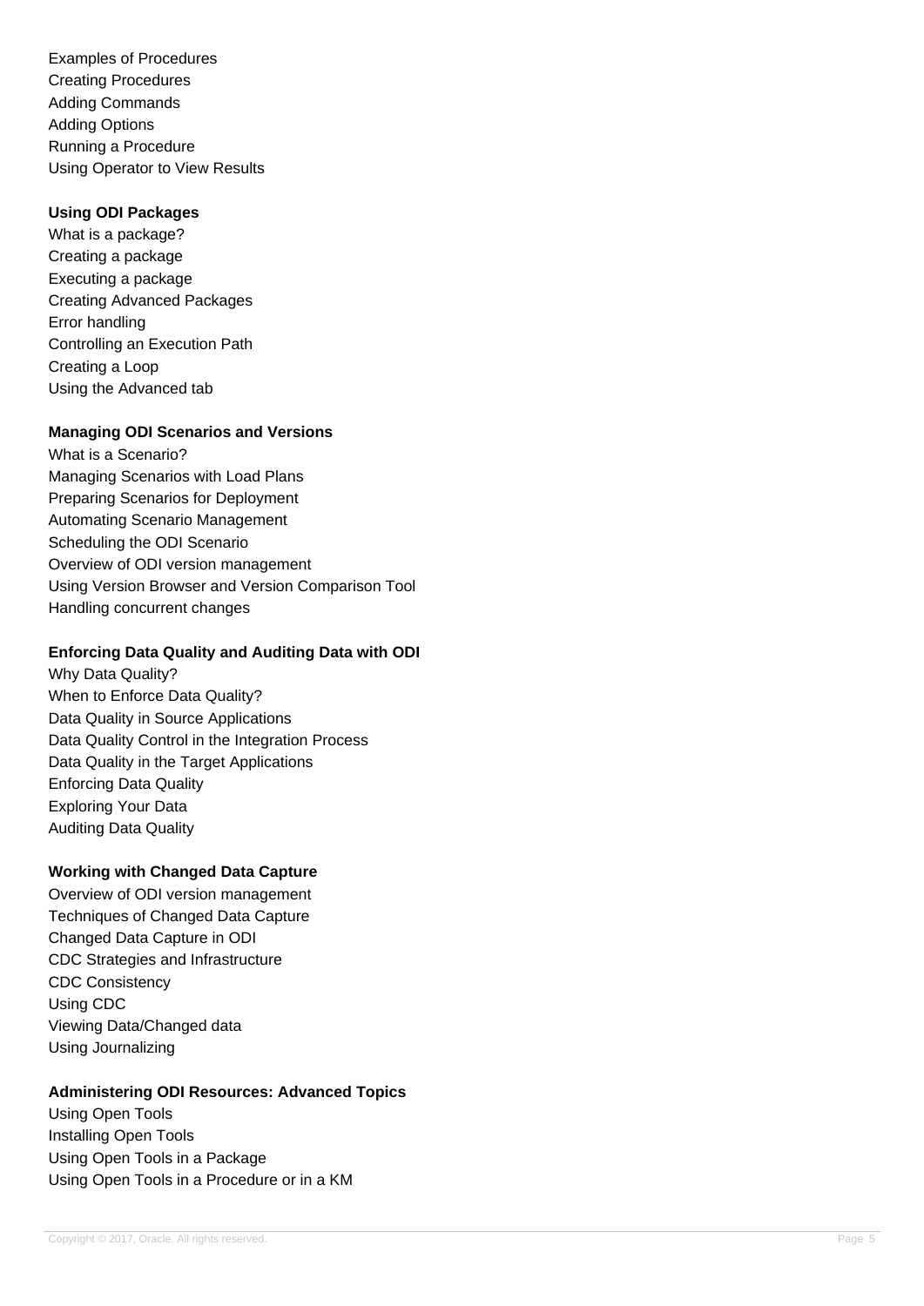Examples of Procedures
Creating Procedures
Adding Commands
Adding Options
Running a Procedure
Using Operator to View Results

**Using ODI Packages**

What is a package?
Creating a package
Executing a package
Creating Advanced Packages
Error handling
Controlling an Execution Path
Creating a Loop
Using the Advanced tab

**Managing ODI Scenarios and Versions**

What is a Scenario?
Managing Scenarios with Load Plans
Preparing Scenarios for Deployment
Automating Scenario Management
Scheduling the ODI Scenario
Overview of ODI version management
Using Version Browser and Version Comparison Tool
Handling concurrent changes

**Enforcing Data Quality and Auditing Data with ODI**

Why Data Quality?
When to Enforce Data Quality?
Data Quality in Source Applications
Data Quality Control in the Integration Process
Data Quality in the Target Applications
Enforcing Data Quality
Exploring Your Data
Auditing Data Quality

**Working with Changed Data Capture**

Overview of ODI version management
Techniques of Changed Data Capture
Changed Data Capture in ODI
CDC Strategies and Infrastructure
CDC Consistency
Using CDC
Viewing Data/Changed data
Using Journalizing

**Administering ODI Resources: Advanced Topics**

Using Open Tools
Installing Open Tools
Using Open Tools in a Package
Using Open Tools in a Procedure or in a KM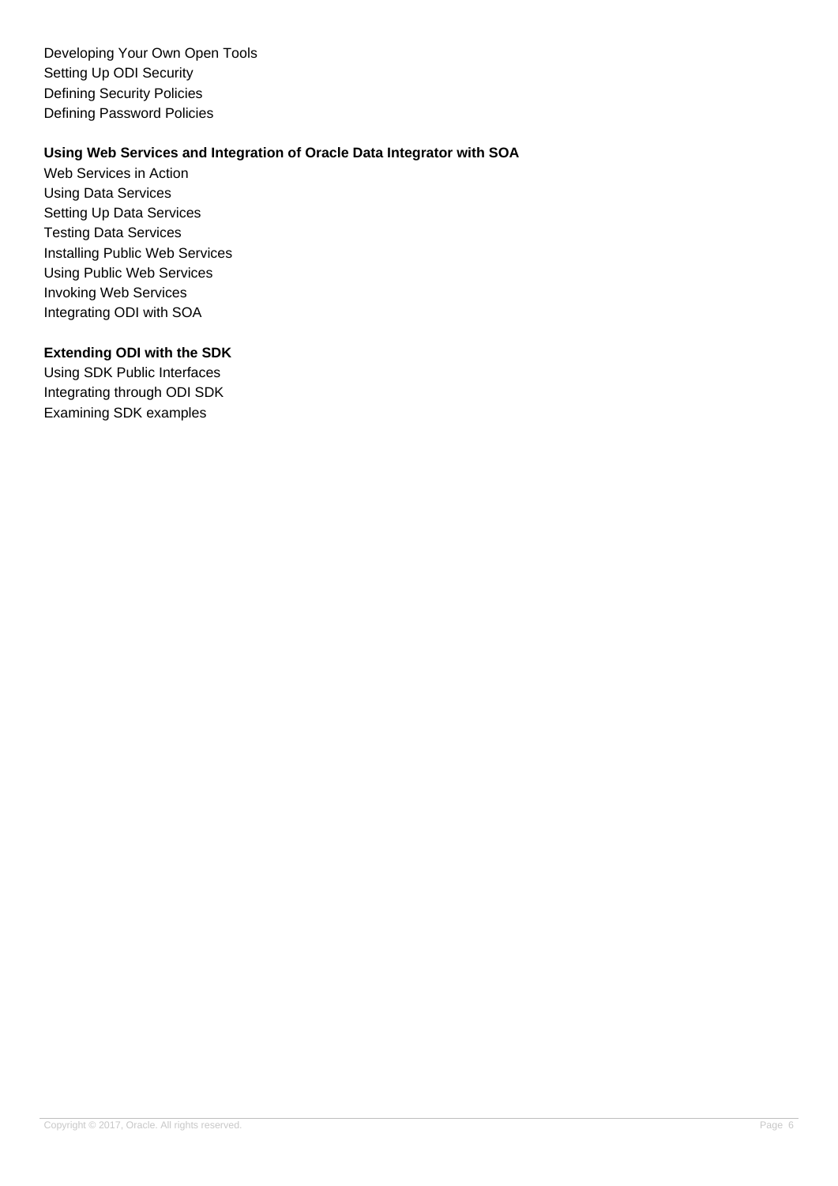Developing Your Own Open Tools
Setting Up ODI Security
Defining Security Policies
Defining Password Policies

**Using Web Services and Integration of Oracle Data Integrator with SOA**

Web Services in Action
Using Data Services
Setting Up Data Services
Testing Data Services
Installing Public Web Services
Using Public Web Services
Invoking Web Services
Integrating ODI with SOA

**Extending ODI with the SDK**

Using SDK Public Interfaces
Integrating through ODI SDK
Examining SDK examples